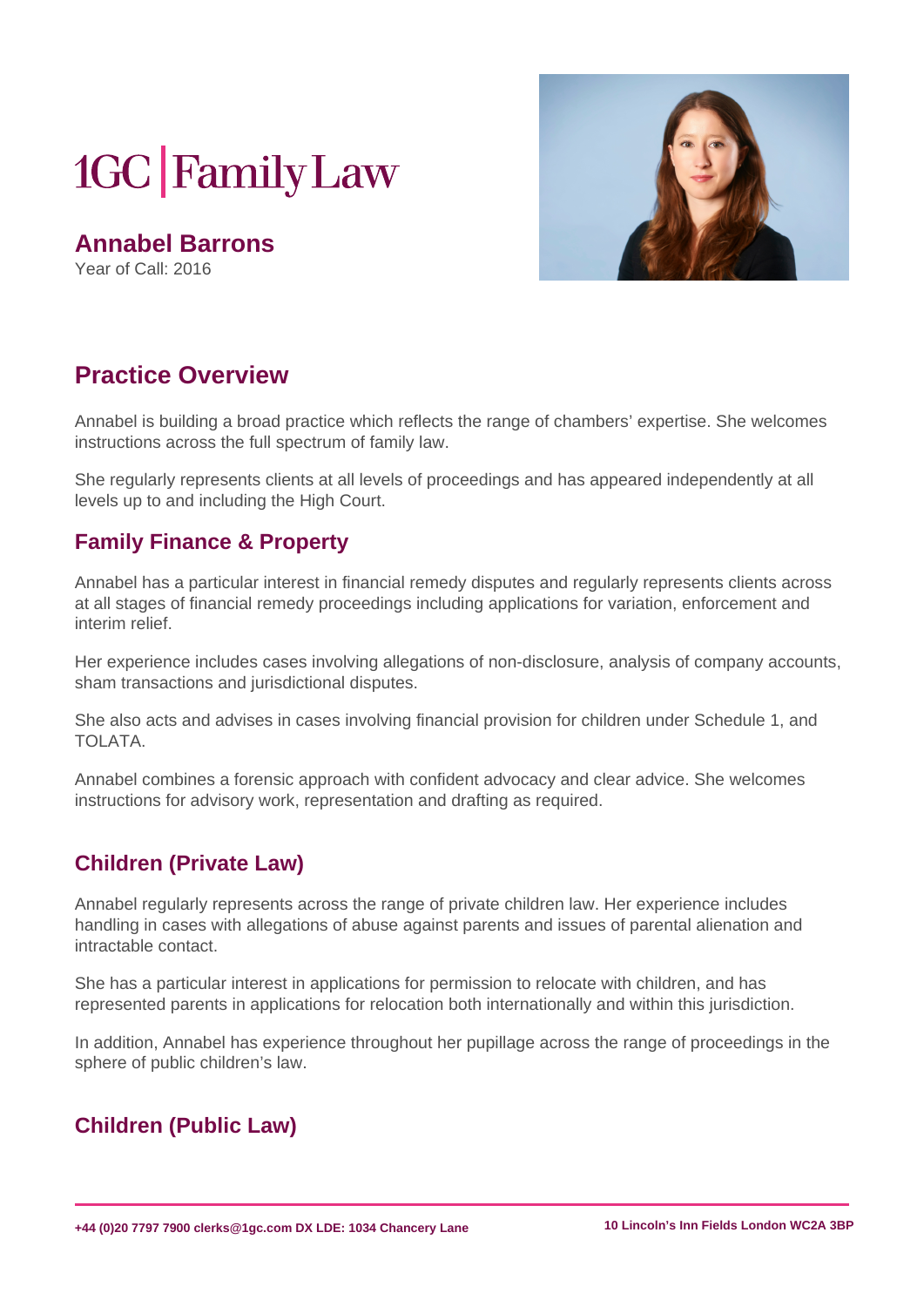# 1GC | Family Law

## Annabel Barrons

Year of Call: 2016

## Practice Overview

Annabel is building a broad practice which reflects the range of chambers' expertise. She welcomes instructions across the full spectrum of family law.

She regularly represents clients at all levels of proceedings and has appeared independently at all levels up to and including the High Court.

### Family Finance & Property

Annabel has a particular interest in financial remedy disputes and regularly represents clients across at all stages of financial remedy proceedings including applications for variation, enforcement and interim relief.

Her experience includes cases involving allegations of non-disclosure, analysis of company accounts, sham transactions and jurisdictional disputes.

She also acts and advises in cases involving financial provision for children under Schedule 1, and TOLATA.

Annabel combines a forensic approach with confident advocacy and clear advice. She welcomes instructions for advisory work, representation and drafting as required.

### Children (Private Law)

Annabel regularly represents across the range of private children law. Her experience includes handling in cases with allegations of abuse against parents and issues of parental alienation and intractable contact.

She has a particular interest in applications for permission to relocate with children, and has represented parents in applications for relocation both internationally and within this jurisdiction.

In addition, Annabel has experience throughout her pupillage across the range of proceedings in the sphere of public children's law.

### Children (Public Law)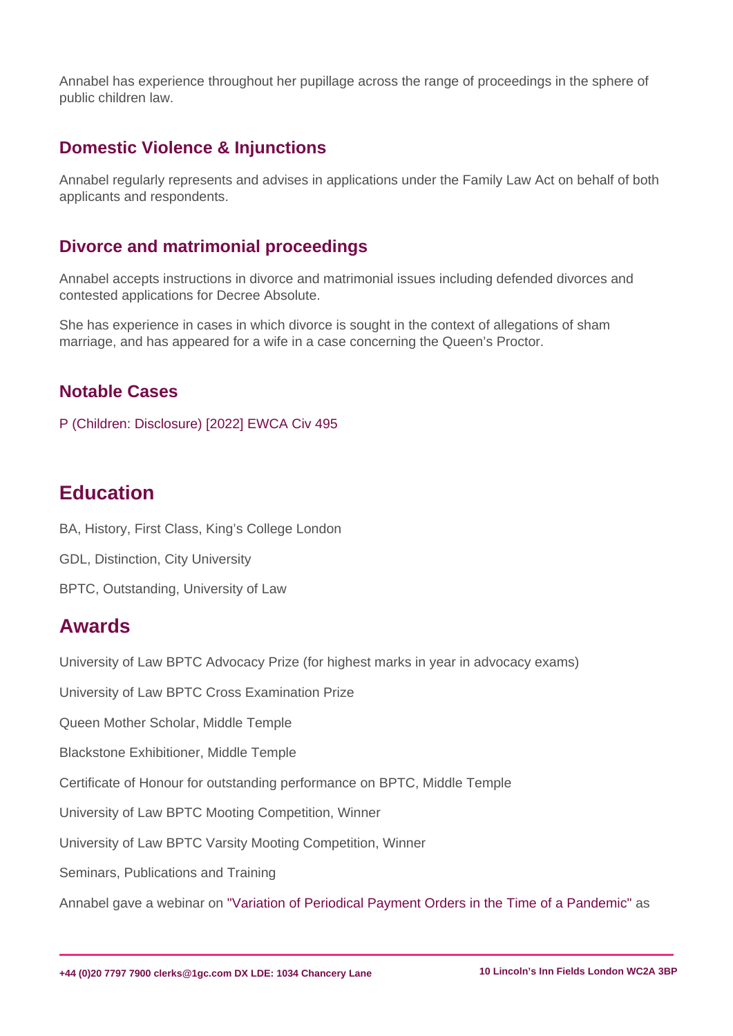Annabel has experience throughout her pupillage across the range of proceedings in the sphere of public children law.

### Domestic Violence & Injunctions

Annabel regularly represents and advises in applications under the Family Law Act on behalf of both applicants and respondents.

### Divorce and matrimonial proceedings

Annabel accepts instructions in divorce and matrimonial issues including defended divorces and contested applications for Decree Absolute.

She has experience in cases in which divorce is sought in the context of allegations of sham marriage, and has appeared for a wife in a case concerning the Queen's Proctor.

### Notable Cases

P (Children: Disclosure) [2022] EWCA Civ 495

## Education

BA, History, First Class, King's College London

GDL, Distinction, City University

BPTC, Outstanding, University of Law

## Awards

University of Law BPTC Advocacy Prize (for highest marks in year in advocacy exams)

University of Law BPTC Cross Examination Prize

Queen Mother Scholar, Middle Temple

Blackstone Exhibitioner, Middle Temple

Certificate of Honour for outstanding performance on BPTC, Middle Temple

University of Law BPTC Mooting Competition, Winner

University of Law BPTC Varsity Mooting Competition, Winner

Seminars, Publications and Training

Annabel gave a webinar on "Variation of Periodical Payment Orders in the Time of a Pandemic" as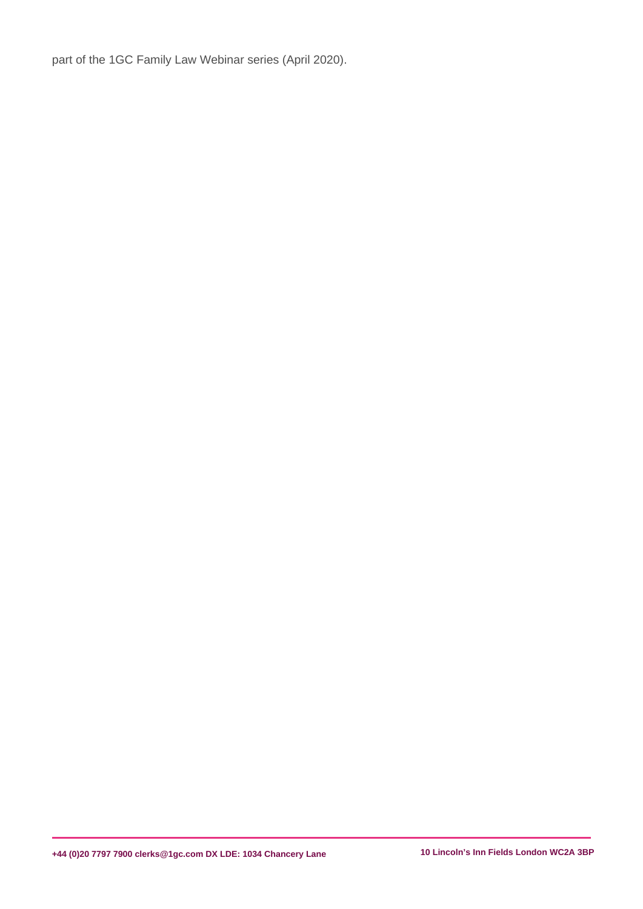part of the 1GC Family Law Webinar series (April 2020).